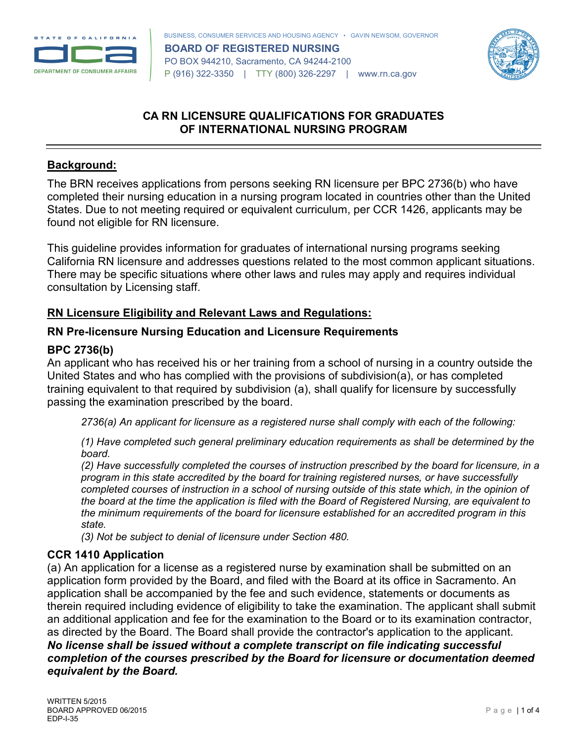BUSINESS, CONSUMER SERVICES AND HOUSING AGENCY • GAVIN NEWSOM, GOVERNOR

**BOARD OF REGISTERED NURSING**
PO BOX 944210, Sacramento, CA 94244-2100
P (916) 322-3350 | TTY (800) 326-2297 | www.rn.ca.gov

# CA RN LICENSURE QUALIFICATIONS FOR GRADUATES OF INTERNATIONAL NURSING PROGRAM

## Background:

The BRN receives applications from persons seeking RN licensure per BPC 2736(b) who have completed their nursing education in a nursing program located in countries other than the United States. Due to not meeting required or equivalent curriculum, per CCR 1426, applicants may be found not eligible for RN licensure.

This guideline provides information for graduates of international nursing programs seeking California RN licensure and addresses questions related to the most common applicant situations. There may be specific situations where other laws and rules may apply and requires individual consultation by Licensing staff.

## RN Licensure Eligibility and Relevant Laws and Regulations:

### RN Pre-licensure Nursing Education and Licensure Requirements

#### BPC 2736(b)

An applicant who has received his or her training from a school of nursing in a country outside the United States and who has complied with the provisions of subdivision(a), or has completed training equivalent to that required by subdivision (a), shall qualify for licensure by successfully passing the examination prescribed by the board.

> *2736(a) An applicant for licensure as a registered nurse shall comply with each of the following:*
>
> *(1) Have completed such general preliminary education requirements as shall be determined by the board.*
> *(2) Have successfully completed the courses of instruction prescribed by the board for licensure, in a program in this state accredited by the board for training registered nurses, or have successfully completed courses of instruction in a school of nursing outside of this state which, in the opinion of the board at the time the application is filed with the Board of Registered Nursing, are equivalent to the minimum requirements of the board for licensure established for an accredited program in this state.*
> *(3) Not be subject to denial of licensure under Section 480.*

#### CCR 1410 Application

(a) An application for a license as a registered nurse by examination shall be submitted on an application form provided by the Board, and filed with the Board at its office in Sacramento. An application shall be accompanied by the fee and such evidence, statements or documents as therein required including evidence of eligibility to take the examination. The applicant shall submit an additional application and fee for the examination to the Board or to its examination contractor, as directed by the Board. The Board shall provide the contractor's application to the applicant.
***No license shall be issued without a complete transcript on file indicating successful completion of the courses prescribed by the Board for licensure or documentation deemed equivalent by the Board.***

WRITTEN 5/2015
BOARD APPROVED 06/2015
EDP-I-35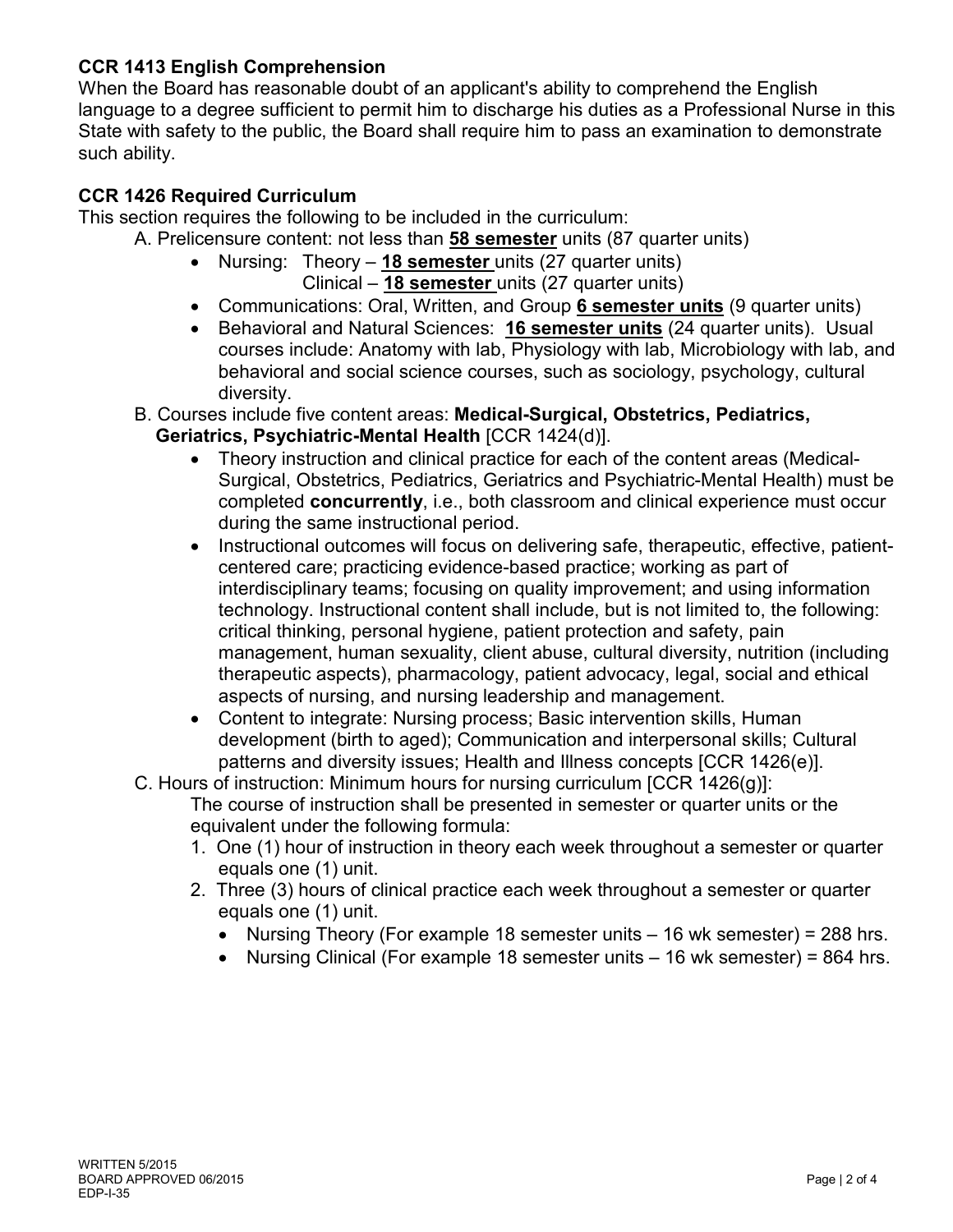**CCR 1413 English Comprehension**

When the Board has reasonable doubt of an applicant's ability to comprehend the English language to a degree sufficient to permit him to discharge his duties as a Professional Nurse in this State with safety to the public, the Board shall require him to pass an examination to demonstrate such ability.

**CCR 1426 Required Curriculum**

This section requires the following to be included in the curriculum:

A. Prelicensure content: not less than **58 semester** units (87 quarter units)
- Nursing: Theory – **18 semester** units (27 quarter units)
  Clinical – **18 semester** units (27 quarter units)
- Communications: Oral, Written, and Group **6 semester units** (9 quarter units)
- Behavioral and Natural Sciences: **16 semester units** (24 quarter units). Usual courses include: Anatomy with lab, Physiology with lab, Microbiology with lab, and behavioral and social science courses, such as sociology, psychology, cultural diversity.

B. Courses include five content areas: **Medical-Surgical, Obstetrics, Pediatrics, Geriatrics, Psychiatric-Mental Health** [CCR 1424(d)].
- Theory instruction and clinical practice for each of the content areas (Medical-Surgical, Obstetrics, Pediatrics, Geriatrics and Psychiatric-Mental Health) must be completed **concurrently**, i.e., both classroom and clinical experience must occur during the same instructional period.
- Instructional outcomes will focus on delivering safe, therapeutic, effective, patient-centered care; practicing evidence-based practice; working as part of interdisciplinary teams; focusing on quality improvement; and using information technology. Instructional content shall include, but is not limited to, the following: critical thinking, personal hygiene, patient protection and safety, pain management, human sexuality, client abuse, cultural diversity, nutrition (including therapeutic aspects), pharmacology, patient advocacy, legal, social and ethical aspects of nursing, and nursing leadership and management.
- Content to integrate: Nursing process; Basic intervention skills, Human development (birth to aged); Communication and interpersonal skills; Cultural patterns and diversity issues; Health and Illness concepts [CCR 1426(e)].

C. Hours of instruction: Minimum hours for nursing curriculum [CCR 1426(g)]:

The course of instruction shall be presented in semester or quarter units or the equivalent under the following formula:

1. One (1) hour of instruction in theory each week throughout a semester or quarter equals one (1) unit.
2. Three (3) hours of clinical practice each week throughout a semester or quarter equals one (1) unit.
   - Nursing Theory (For example 18 semester units – 16 wk semester) = 288 hrs.
   - Nursing Clinical (For example 18 semester units – 16 wk semester) = 864 hrs.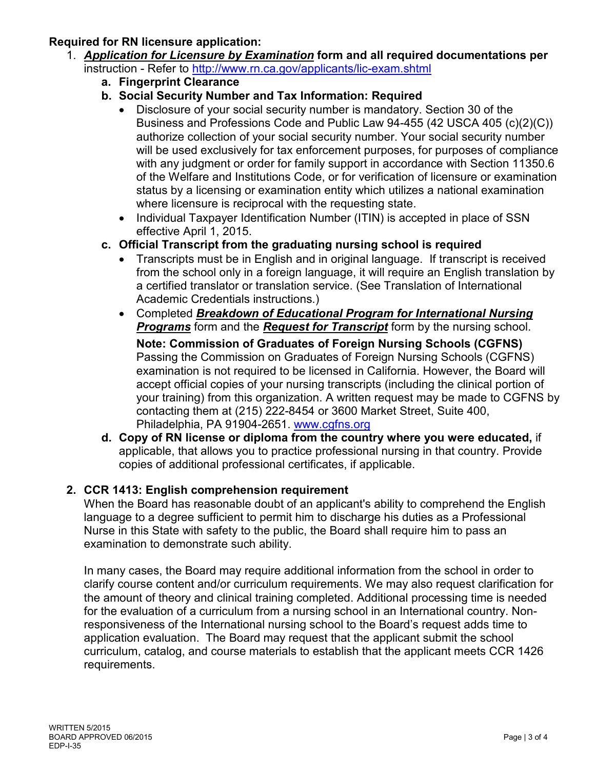**Required for RN licensure application:**

1. ***Application for Licensure by Examination*** **form and all required documentations per** instruction - Refer to http://www.rn.ca.gov/applicants/lic-exam.shtml
   a. **Fingerprint Clearance**
   b. **Social Security Number and Tax Information: Required**
      - Disclosure of your social security number is mandatory. Section 30 of the Business and Professions Code and Public Law 94-455 (42 USCA 405 (c)(2)(C)) authorize collection of your social security number. Your social security number will be used exclusively for tax enforcement purposes, for purposes of compliance with any judgment or order for family support in accordance with Section 11350.6 of the Welfare and Institutions Code, or for verification of licensure or examination status by a licensing or examination entity which utilizes a national examination where licensure is reciprocal with the requesting state.
      - Individual Taxpayer Identification Number (ITIN) is accepted in place of SSN effective April 1, 2015.
   c. **Official Transcript from the graduating nursing school is required**
      - Transcripts must be in English and in original language. If transcript is received from the school only in a foreign language, it will require an English translation by a certified translator or translation service. (See Translation of International Academic Credentials instructions.)
      - Completed ***Breakdown of Educational Program for International Nursing Programs*** form and the ***Request for Transcript*** form by the nursing school.

        **Note: Commission of Graduates of Foreign Nursing Schools (CGFNS)** Passing the Commission on Graduates of Foreign Nursing Schools (CGFNS) examination is not required to be licensed in California. However, the Board will accept official copies of your nursing transcripts (including the clinical portion of your training) from this organization. A written request may be made to CGFNS by contacting them at (215) 222-8454 or 3600 Market Street, Suite 400, Philadelphia, PA 91904-2651. www.cgfns.org
   d. **Copy of RN license or diploma from the country where you were educated,** if applicable, that allows you to practice professional nursing in that country. Provide copies of additional professional certificates, if applicable.

2. **CCR 1413: English comprehension requirement**

   When the Board has reasonable doubt of an applicant's ability to comprehend the English language to a degree sufficient to permit him to discharge his duties as a Professional Nurse in this State with safety to the public, the Board shall require him to pass an examination to demonstrate such ability.

   In many cases, the Board may require additional information from the school in order to clarify course content and/or curriculum requirements. We may also request clarification for the amount of theory and clinical training completed. Additional processing time is needed for the evaluation of a curriculum from a nursing school in an International country. Non-responsiveness of the International nursing school to the Board's request adds time to application evaluation. The Board may request that the applicant submit the school curriculum, catalog, and course materials to establish that the applicant meets CCR 1426 requirements.

WRITTEN 5/2015
BOARD APPROVED 06/2015
EDP-I-35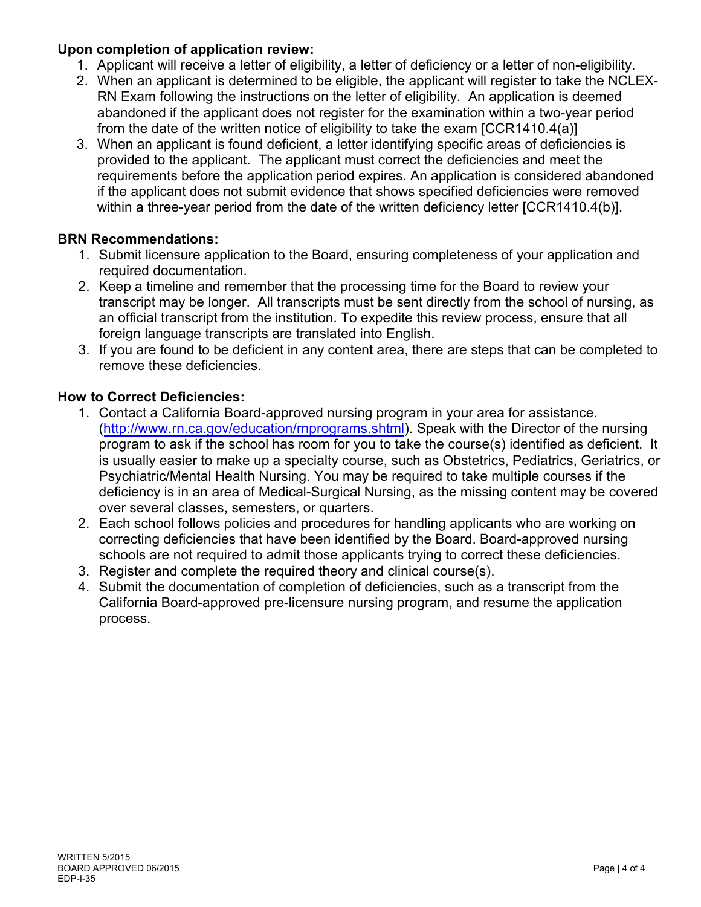**Upon completion of application review:**

1. Applicant will receive a letter of eligibility, a letter of deficiency or a letter of non-eligibility.
2. When an applicant is determined to be eligible, the applicant will register to take the NCLEX-RN Exam following the instructions on the letter of eligibility. An application is deemed abandoned if the applicant does not register for the examination within a two-year period from the date of the written notice of eligibility to take the exam [CCR1410.4(a)]
3. When an applicant is found deficient, a letter identifying specific areas of deficiencies is provided to the applicant. The applicant must correct the deficiencies and meet the requirements before the application period expires. An application is considered abandoned if the applicant does not submit evidence that shows specified deficiencies were removed within a three-year period from the date of the written deficiency letter [CCR1410.4(b)].

**BRN Recommendations:**

1. Submit licensure application to the Board, ensuring completeness of your application and required documentation.
2. Keep a timeline and remember that the processing time for the Board to review your transcript may be longer. All transcripts must be sent directly from the school of nursing, as an official transcript from the institution. To expedite this review process, ensure that all foreign language transcripts are translated into English.
3. If you are found to be deficient in any content area, there are steps that can be completed to remove these deficiencies.

**How to Correct Deficiencies:**

1. Contact a California Board-approved nursing program in your area for assistance. (http://www.rn.ca.gov/education/rnprograms.shtml). Speak with the Director of the nursing program to ask if the school has room for you to take the course(s) identified as deficient. It is usually easier to make up a specialty course, such as Obstetrics, Pediatrics, Geriatrics, or Psychiatric/Mental Health Nursing. You may be required to take multiple courses if the deficiency is in an area of Medical-Surgical Nursing, as the missing content may be covered over several classes, semesters, or quarters.
2. Each school follows policies and procedures for handling applicants who are working on correcting deficiencies that have been identified by the Board. Board-approved nursing schools are not required to admit those applicants trying to correct these deficiencies.
3. Register and complete the required theory and clinical course(s).
4. Submit the documentation of completion of deficiencies, such as a transcript from the California Board-approved pre-licensure nursing program, and resume the application process.

WRITTEN 5/2015
BOARD APPROVED 06/2015
EDP-I-35